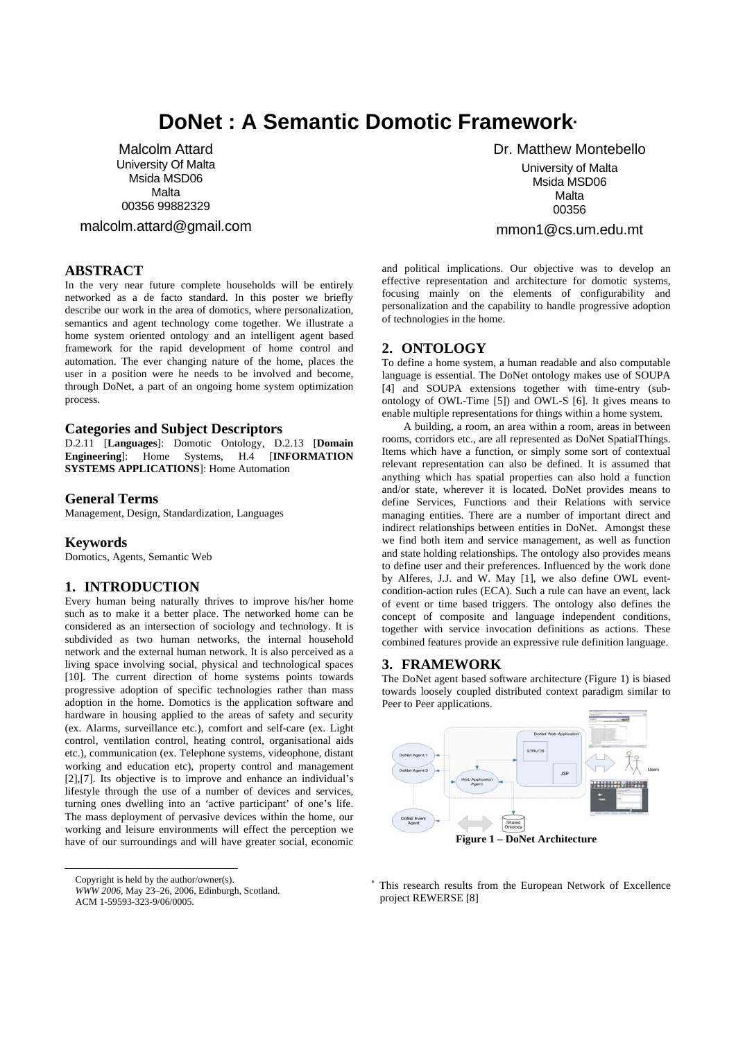# DoNet : A Semantic Domotic Framework*

Malcolm Attard
University Of Malta
Msida MSD06
Malta
00356 99882329
malcolm.attard@gmail.com

Dr. Matthew Montebello
University of Malta
Msida MSD06
Malta
00356
mmon1@cs.um.edu.mt

## ABSTRACT

In the very near future complete households will be entirely networked as a de facto standard. In this poster we briefly describe our work in the area of domotics, where personalization, semantics and agent technology come together. We illustrate a home system oriented ontology and an intelligent agent based framework for the rapid development of home control and automation. The ever changing nature of the home, places the user in a position were he needs to be involved and become, through DoNet, a part of an ongoing home system optimization process.

### Categories and Subject Descriptors

D.2.11 [**Languages**]: Domotic Ontology, D.2.13 [**Domain Engineering**]: Home Systems, H.4 [**INFORMATION SYSTEMS APPLICATIONS**]: Home Automation

### General Terms

Management, Design, Standardization, Languages

### Keywords

Domotics, Agents, Semantic Web

## 1. INTRODUCTION

Every human being naturally thrives to improve his/her home such as to make it a better place. The networked home can be considered as an intersection of sociology and technology. It is subdivided as two human networks, the internal household network and the external human network. It is also perceived as a living space involving social, physical and technological spaces [10]. The current direction of home systems points towards progressive adoption of specific technologies rather than mass adoption in the home. Domotics is the application software and hardware in housing applied to the areas of safety and security (ex. Alarms, surveillance etc.), comfort and self-care (ex. Light control, ventilation control, heating control, organisational aids etc.), communication (ex. Telephone systems, videophone, distant working and education etc), property control and management [2],[7]. Its objective is to improve and enhance an individual's lifestyle through the use of a number of devices and services, turning ones dwelling into an 'active participant' of one's life. The mass deployment of pervasive devices within the home, our working and leisure environments will effect the perception we have of our surroundings and will have greater social, economic and political implications. Our objective was to develop an effective representation and architecture for domotic systems, focusing mainly on the elements of configurability and personalization and the capability to handle progressive adoption of technologies in the home.

## 2. ONTOLOGY

To define a home system, a human readable and also computable language is essential. The DoNet ontology makes use of SOUPA [4] and SOUPA extensions together with time-entry (sub-ontology of OWL-Time [5]) and OWL-S [6]. It gives means to enable multiple representations for things within a home system.

A building, a room, an area within a room, areas in between rooms, corridors etc., are all represented as DoNet SpatialThings. Items which have a function, or simply some sort of contextual relevant representation can also be defined. It is assumed that anything which has spatial properties can also hold a function and/or state, wherever it is located. DoNet provides means to define Services, Functions and their Relations with service managing entities. There are a number of important direct and indirect relationships between entities in DoNet. Amongst these we find both item and service management, as well as function and state holding relationships. The ontology also provides means to define user and their preferences. Influenced by the work done by Alferes, J.J. and W. May [1], we also define OWL event-condition-action rules (ECA). Such a rule can have an event, lack of event or time based triggers. The ontology also defines the concept of composite and language independent conditions, together with service invocation definitions as actions. These combined features provide an expressive rule definition language.

## 3. FRAMEWORK

The DoNet agent based software architecture (Figure 1) is biased towards loosely coupled distributed context paradigm similar to Peer to Peer applications.

**Figure 1 – DoNet Architecture**

Copyright is held by the author/owner(s).
*WWW 2006*, May 23–26, 2006, Edinburgh, Scotland.
ACM 1-59593-323-9/06/0005.

* This research results from the European Network of Excellence project REWERSE [8]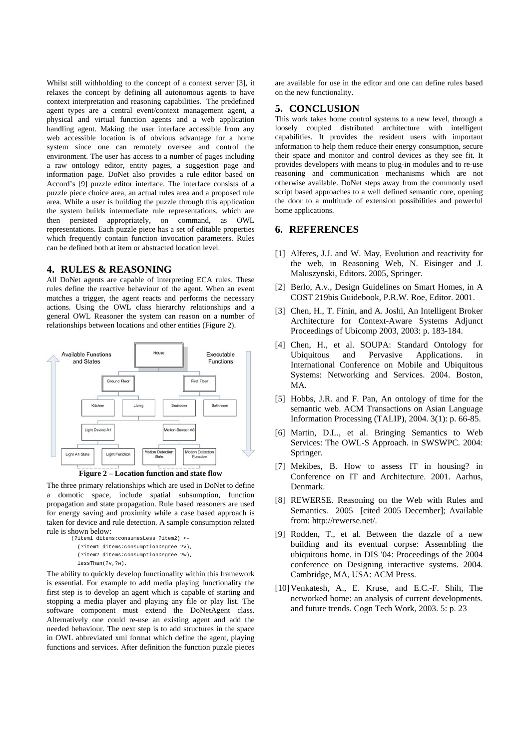Whilst still withholding to the concept of a context server [3], it relaxes the concept by defining all autonomous agents to have context interpretation and reasoning capabilities. The predefined agent types are a central event/context management agent, a physical and virtual function agents and a web application handling agent. Making the user interface accessible from any web accessible location is of obvious advantage for a home system since one can remotely oversee and control the environment. The user has access to a number of pages including a raw ontology editor, entity pages, a suggestion page and information page. DoNet also provides a rule editor based on Accord's [9] puzzle editor interface. The interface consists of a puzzle piece choice area, an actual rules area and a proposed rule area. While a user is building the puzzle through this application the system builds intermediate rule representations, which are then persisted appropriately, on command, as OWL representations. Each puzzle piece has a set of editable properties which frequently contain function invocation parameters. Rules can be defined both at item or abstracted location level.

## 4. RULES & REASONING

All DoNet agents are capable of interpreting ECA rules. These rules define the reactive behaviour of the agent. When an event matches a trigger, the agent reacts and performs the necessary actions. Using the OWL class hierarchy relationships and a general OWL Reasoner the system can reason on a number of relationships between locations and other entities (Figure 2).

Available Functions and States

Executable Functions

House

Ground Floor

First Floor

Kitchen

Living

Bedroom

Bathroom

Light Device A1

Motion Sensor A6

Light A1 State

Light Function

Motion Detection State

Motion Detection Function

**Figure 2 – Location function and state flow**

The three primary relationships which are used in DoNet to define a domotic space, include spatial subsumption, function propagation and state propagation. Rule based reasoners are used for energy saving and proximity while a case based approach is taken for device and rule detection. A sample consumption related rule is shown below:

```
(?item1 ditems:consumesLess ?item2) <-
  (?item1 ditems:consumptionDegree ?v),
  (?item2 ditems:consumptionDegree ?w),
  lessThan(?v,?w).
```

The ability to quickly develop functionality within this framework is essential. For example to add media playing functionality the first step is to develop an agent which is capable of starting and stopping a media player and playing any file or play list. The software component must extend the DoNetAgent class. Alternatively one could re-use an existing agent and add the needed behaviour. The next step is to add structures in the space in OWL abbreviated xml format which define the agent, playing functions and services. After definition the function puzzle pieces are available for use in the editor and one can define rules based on the new functionality.

## 5. CONCLUSION

This work takes home control systems to a new level, through a loosely coupled distributed architecture with intelligent capabilities. It provides the resident users with important information to help them reduce their energy consumption, secure their space and monitor and control devices as they see fit. It provides developers with means to plug-in modules and to re-use reasoning and communication mechanisms which are not otherwise available. DoNet steps away from the commonly used script based approaches to a well defined semantic core, opening the door to a multitude of extension possibilities and powerful home applications.

## 6. REFERENCES

[1] Alferes, J.J. and W. May, Evolution and reactivity for the web, in Reasoning Web, N. Eisinger and J. Maluszynski, Editors. 2005, Springer.

[2] Berlo, A.v., Design Guidelines on Smart Homes, in A COST 219bis Guidebook, P.R.W. Roe, Editor. 2001.

[3] Chen, H., T. Finin, and A. Joshi, An Intelligent Broker Architecture for Context-Aware Systems Adjunct Proceedings of Ubicomp 2003, 2003: p. 183-184.

[4] Chen, H., et al. SOUPA: Standard Ontology for Ubiquitous and Pervasive Applications. in International Conference on Mobile and Ubiquitous Systems: Networking and Services. 2004. Boston, MA.

[5] Hobbs, J.R. and F. Pan, An ontology of time for the semantic web. ACM Transactions on Asian Language Information Processing (TALIP), 2004. 3(1): p. 66-85.

[6] Martin, D.L., et al. Bringing Semantics to Web Services: The OWL-S Approach. in SWSWPC. 2004: Springer.

[7] Mekibes, B. How to assess IT in housing? in Conference on IT and Architecture. 2001. Aarhus, Denmark.

[8] REWERSE. Reasoning on the Web with Rules and Semantics. 2005 [cited 2005 December]; Available from: http://rewerse.net/.

[9] Rodden, T., et al. Between the dazzle of a new building and its eventual corpse: Assembling the ubiquitous home. in DIS '04: Proceedings of the 2004 conference on Designing interactive systems. 2004. Cambridge, MA, USA: ACM Press.

[10] Venkatesh, A., E. Kruse, and E.C.-F. Shih, The networked home: an analysis of current developments. and future trends. Cogn Tech Work, 2003. 5: p. 23